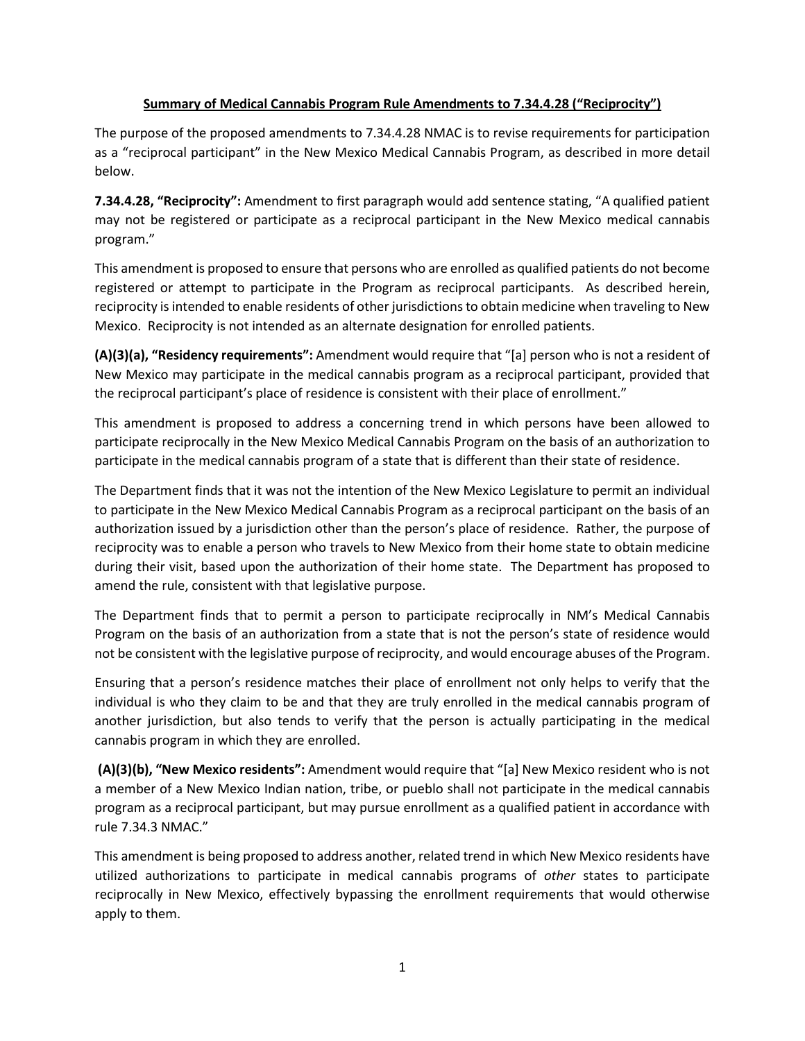**Summary of Medical Cannabis Program Rule Amendments to 7.34.4.28 ("Reciprocity")**

The purpose of the proposed amendments to 7.34.4.28 NMAC is to revise requirements for participation as a "reciprocal participant" in the New Mexico Medical Cannabis Program, as described in more detail below.

**7.34.4.28, "Reciprocity":** Amendment to first paragraph would add sentence stating, "A qualified patient may not be registered or participate as a reciprocal participant in the New Mexico medical cannabis program."

This amendment is proposed to ensure that persons who are enrolled as qualified patients do not become registered or attempt to participate in the Program as reciprocal participants. As described herein, reciprocity is intended to enable residents of other jurisdictions to obtain medicine when traveling to New Mexico. Reciprocity is not intended as an alternate designation for enrolled patients.

**(A)(3)(a), "Residency requirements":** Amendment would require that "[a] person who is not a resident of New Mexico may participate in the medical cannabis program as a reciprocal participant, provided that the reciprocal participant's place of residence is consistent with their place of enrollment."

This amendment is proposed to address a concerning trend in which persons have been allowed to participate reciprocally in the New Mexico Medical Cannabis Program on the basis of an authorization to participate in the medical cannabis program of a state that is different than their state of residence.

The Department finds that it was not the intention of the New Mexico Legislature to permit an individual to participate in the New Mexico Medical Cannabis Program as a reciprocal participant on the basis of an authorization issued by a jurisdiction other than the person's place of residence. Rather, the purpose of reciprocity was to enable a person who travels to New Mexico from their home state to obtain medicine during their visit, based upon the authorization of their home state. The Department has proposed to amend the rule, consistent with that legislative purpose.

The Department finds that to permit a person to participate reciprocally in NM's Medical Cannabis Program on the basis of an authorization from a state that is not the person's state of residence would not be consistent with the legislative purpose of reciprocity, and would encourage abuses of the Program.

Ensuring that a person's residence matches their place of enrollment not only helps to verify that the individual is who they claim to be and that they are truly enrolled in the medical cannabis program of another jurisdiction, but also tends to verify that the person is actually participating in the medical cannabis program in which they are enrolled.

**(A)(3)(b), "New Mexico residents":** Amendment would require that "[a] New Mexico resident who is not a member of a New Mexico Indian nation, tribe, or pueblo shall not participate in the medical cannabis program as a reciprocal participant, but may pursue enrollment as a qualified patient in accordance with rule 7.34.3 NMAC."

This amendment is being proposed to address another, related trend in which New Mexico residents have utilized authorizations to participate in medical cannabis programs of *other* states to participate reciprocally in New Mexico, effectively bypassing the enrollment requirements that would otherwise apply to them.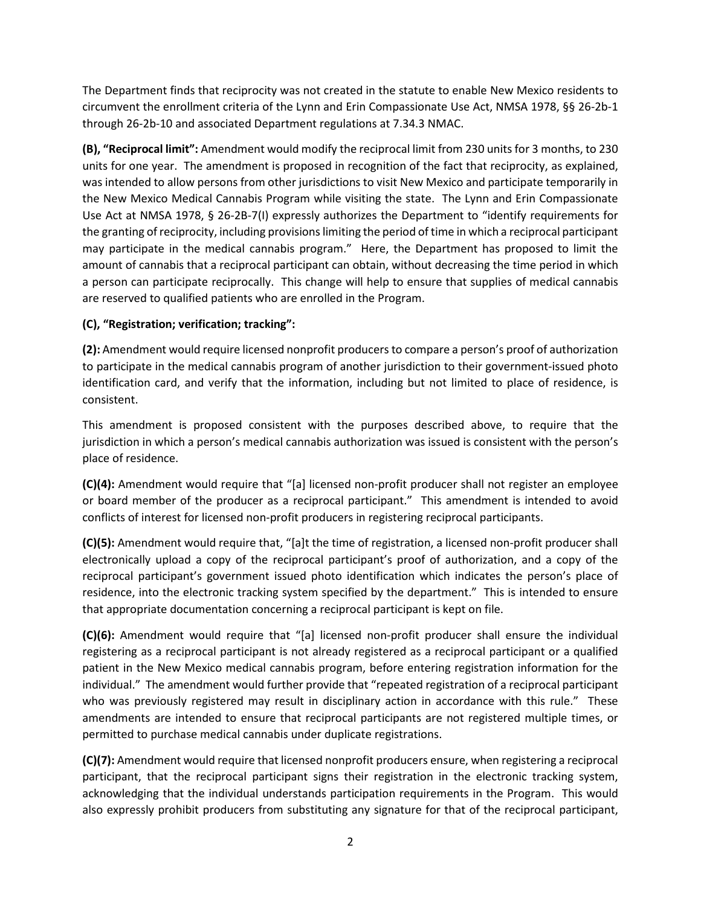The Department finds that reciprocity was not created in the statute to enable New Mexico residents to circumvent the enrollment criteria of the Lynn and Erin Compassionate Use Act, NMSA 1978, §§ 26-2b-1 through 26-2b-10 and associated Department regulations at 7.34.3 NMAC.

**(B), "Reciprocal limit":** Amendment would modify the reciprocal limit from 230 units for 3 months, to 230 units for one year. The amendment is proposed in recognition of the fact that reciprocity, as explained, was intended to allow persons from other jurisdictions to visit New Mexico and participate temporarily in the New Mexico Medical Cannabis Program while visiting the state. The Lynn and Erin Compassionate Use Act at NMSA 1978, § 26-2B-7(I) expressly authorizes the Department to "identify requirements for the granting of reciprocity, including provisions limiting the period of time in which a reciprocal participant may participate in the medical cannabis program." Here, the Department has proposed to limit the amount of cannabis that a reciprocal participant can obtain, without decreasing the time period in which a person can participate reciprocally. This change will help to ensure that supplies of medical cannabis are reserved to qualified patients who are enrolled in the Program.

**(C), "Registration; verification; tracking":**

**(2):** Amendment would require licensed nonprofit producers to compare a person's proof of authorization to participate in the medical cannabis program of another jurisdiction to their government-issued photo identification card, and verify that the information, including but not limited to place of residence, is consistent.

This amendment is proposed consistent with the purposes described above, to require that the jurisdiction in which a person's medical cannabis authorization was issued is consistent with the person's place of residence.

**(C)(4):** Amendment would require that "[a] licensed non-profit producer shall not register an employee or board member of the producer as a reciprocal participant." This amendment is intended to avoid conflicts of interest for licensed non-profit producers in registering reciprocal participants.

**(C)(5):** Amendment would require that, "[a]t the time of registration, a licensed non-profit producer shall electronically upload a copy of the reciprocal participant's proof of authorization, and a copy of the reciprocal participant's government issued photo identification which indicates the person's place of residence, into the electronic tracking system specified by the department." This is intended to ensure that appropriate documentation concerning a reciprocal participant is kept on file.

**(C)(6):** Amendment would require that "[a] licensed non-profit producer shall ensure the individual registering as a reciprocal participant is not already registered as a reciprocal participant or a qualified patient in the New Mexico medical cannabis program, before entering registration information for the individual." The amendment would further provide that "repeated registration of a reciprocal participant who was previously registered may result in disciplinary action in accordance with this rule." These amendments are intended to ensure that reciprocal participants are not registered multiple times, or permitted to purchase medical cannabis under duplicate registrations.

**(C)(7):** Amendment would require that licensed nonprofit producers ensure, when registering a reciprocal participant, that the reciprocal participant signs their registration in the electronic tracking system, acknowledging that the individual understands participation requirements in the Program. This would also expressly prohibit producers from substituting any signature for that of the reciprocal participant,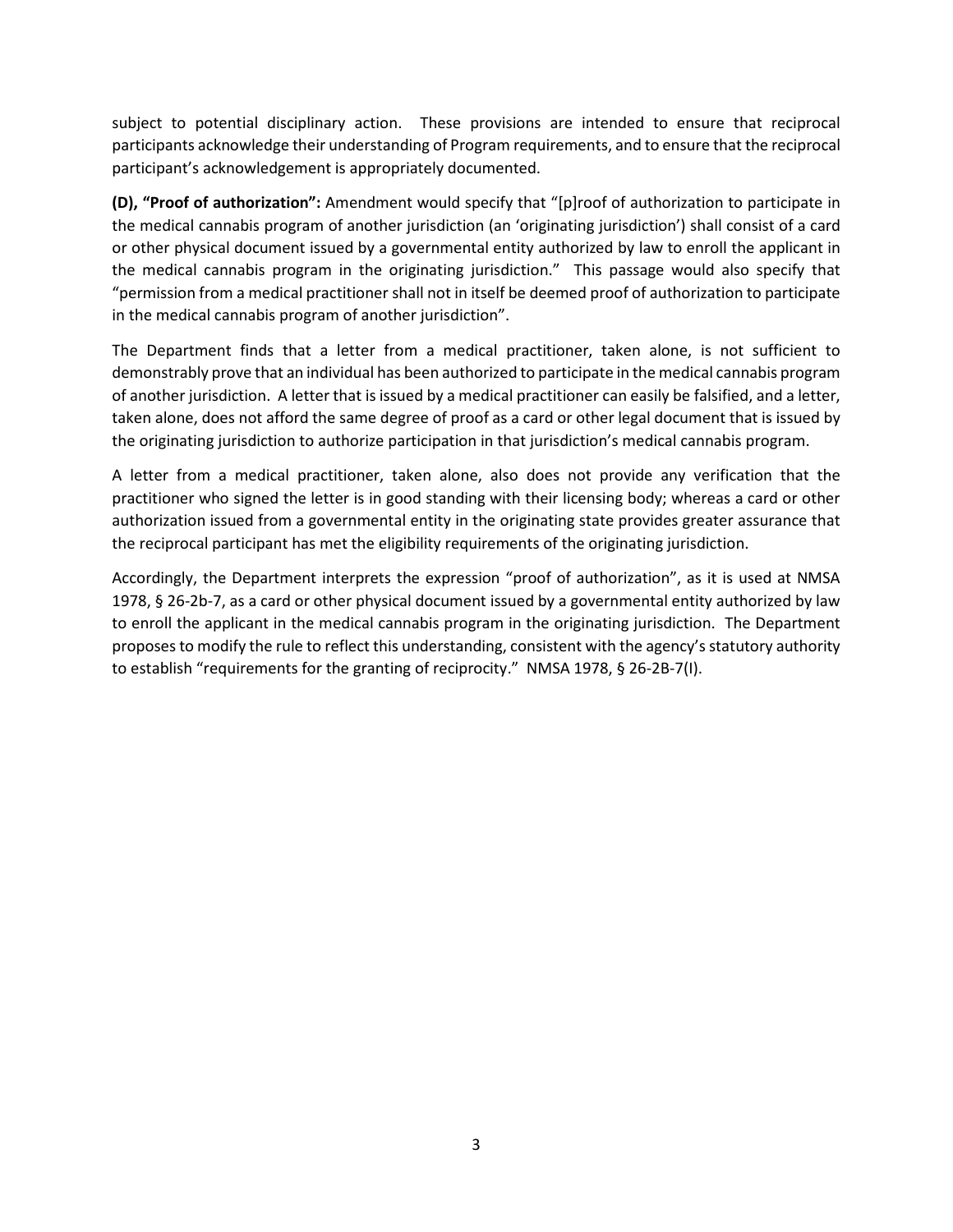subject to potential disciplinary action. These provisions are intended to ensure that reciprocal participants acknowledge their understanding of Program requirements, and to ensure that the reciprocal participant's acknowledgement is appropriately documented.

**(D), "Proof of authorization":** Amendment would specify that "[p]roof of authorization to participate in the medical cannabis program of another jurisdiction (an 'originating jurisdiction') shall consist of a card or other physical document issued by a governmental entity authorized by law to enroll the applicant in the medical cannabis program in the originating jurisdiction." This passage would also specify that "permission from a medical practitioner shall not in itself be deemed proof of authorization to participate in the medical cannabis program of another jurisdiction".

The Department finds that a letter from a medical practitioner, taken alone, is not sufficient to demonstrably prove that an individual has been authorized to participate in the medical cannabis program of another jurisdiction. A letter that is issued by a medical practitioner can easily be falsified, and a letter, taken alone, does not afford the same degree of proof as a card or other legal document that is issued by the originating jurisdiction to authorize participation in that jurisdiction's medical cannabis program.

A letter from a medical practitioner, taken alone, also does not provide any verification that the practitioner who signed the letter is in good standing with their licensing body; whereas a card or other authorization issued from a governmental entity in the originating state provides greater assurance that the reciprocal participant has met the eligibility requirements of the originating jurisdiction.

Accordingly, the Department interprets the expression "proof of authorization", as it is used at NMSA 1978, § 26-2b-7, as a card or other physical document issued by a governmental entity authorized by law to enroll the applicant in the medical cannabis program in the originating jurisdiction. The Department proposes to modify the rule to reflect this understanding, consistent with the agency's statutory authority to establish "requirements for the granting of reciprocity." NMSA 1978, § 26-2B-7(I).